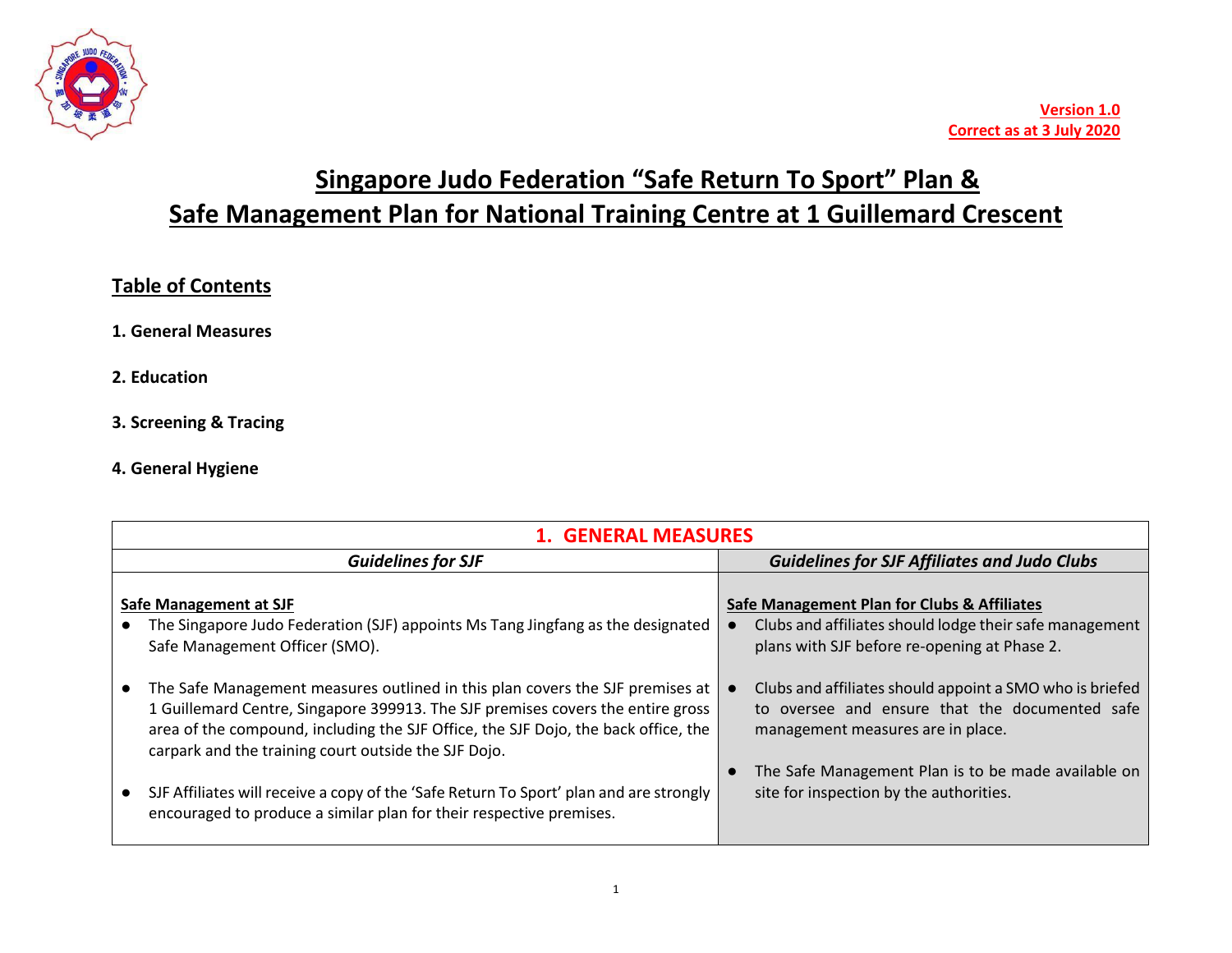**Version 1.0**
**Correct as at 3 July 2020**

# Singapore Judo Federation "Safe Return To Sport" Plan & Safe Management Plan for National Training Centre at 1 Guillemard Crescent

## Table of Contents

**1. General Measures**

**2. Education**

**3. Screening & Tracing**

**4. General Hygiene**

| 1. GENERAL MEASURES | |
|---|---|
| ***Guidelines for SJF*** | ***Guidelines for SJF Affiliates and Judo Clubs*** |
| **Safe Management at SJF**<br>● The Singapore Judo Federation (SJF) appoints Ms Tang Jingfang as the designated Safe Management Officer (SMO).<br><br>● The Safe Management measures outlined in this plan covers the SJF premises at 1 Guillemard Centre, Singapore 399913. The SJF premises covers the entire gross area of the compound, including the SJF Office, the SJF Dojo, the back office, the carpark and the training court outside the SJF Dojo.<br><br>● SJF Affiliates will receive a copy of the 'Safe Return To Sport' plan and are strongly encouraged to produce a similar plan for their respective premises. | **Safe Management Plan for Clubs & Affiliates**<br>● Clubs and affiliates should lodge their safe management plans with SJF before re-opening at Phase 2.<br><br>● Clubs and affiliates should appoint a SMO who is briefed to oversee and ensure that the documented safe management measures are in place.<br><br>● The Safe Management Plan is to be made available on site for inspection by the authorities. |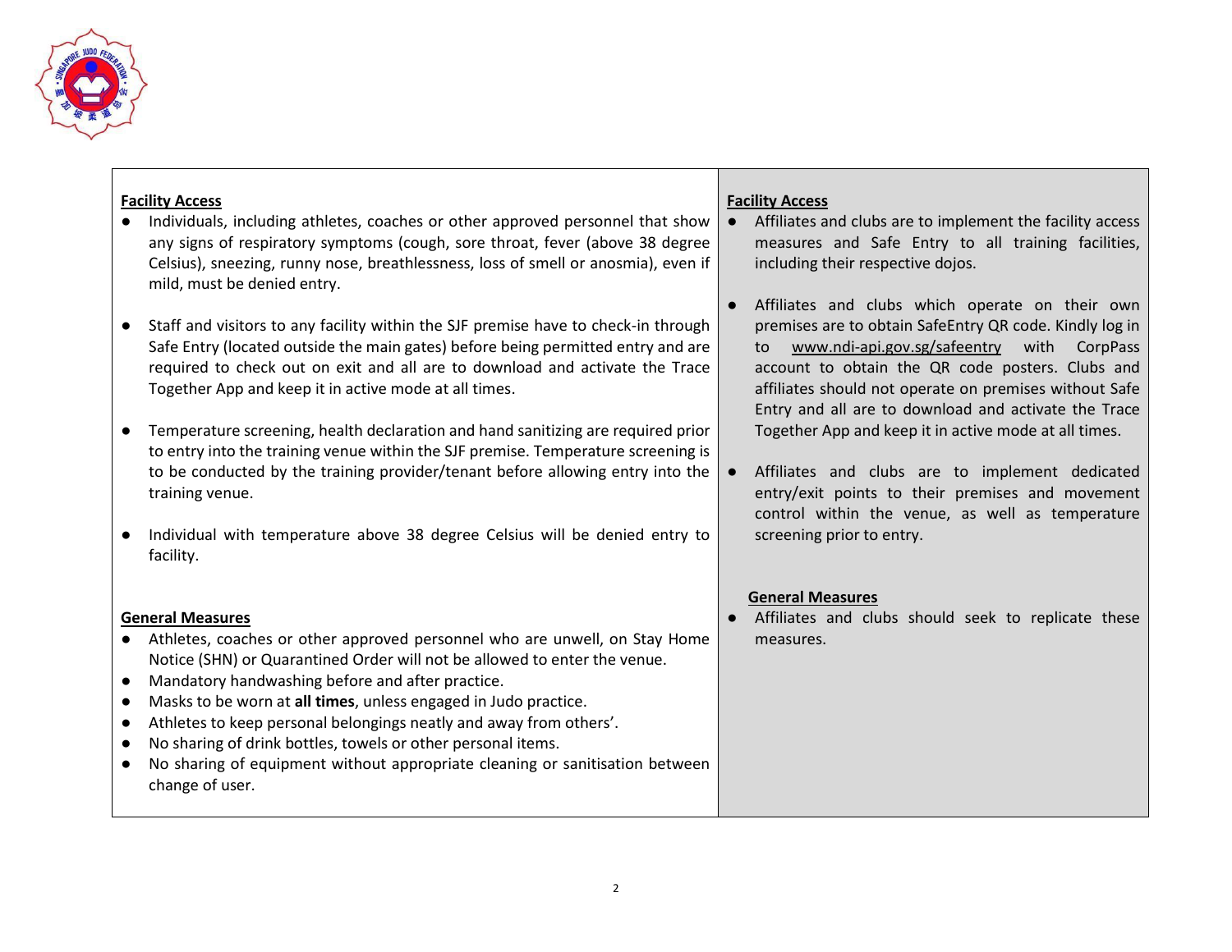| Facility Access | Facility Access |
| --- | --- |
| ● Individuals, including athletes, coaches or other approved personnel that show any signs of respiratory symptoms (cough, sore throat, fever (above 38 degree Celsius), sneezing, runny nose, breathlessness, loss of smell or anosmia), even if mild, must be denied entry.<br><br>● Staff and visitors to any facility within the SJF premise have to check-in through Safe Entry (located outside the main gates) before being permitted entry and are required to check out on exit and all are to download and activate the Trace Together App and keep it in active mode at all times.<br><br>● Temperature screening, health declaration and hand sanitizing are required prior to entry into the training venue within the SJF premise. Temperature screening is to be conducted by the training provider/tenant before allowing entry into the training venue.<br><br>● Individual with temperature above 38 degree Celsius will be denied entry to facility. | ● Affiliates and clubs are to implement the facility access measures and Safe Entry to all training facilities, including their respective dojos.<br><br>● Affiliates and clubs which operate on their own premises are to obtain SafeEntry QR code. Kindly log in to www.ndi-api.gov.sg/safeentry with CorpPass account to obtain the QR code posters. Clubs and affiliates should not operate on premises without Safe Entry and all are to download and activate the Trace Together App and keep it in active mode at all times.<br><br>● Affiliates and clubs are to implement dedicated entry/exit points to their premises and movement control within the venue, as well as temperature screening prior to entry. |
| **General Measures**<br>● Athletes, coaches or other approved personnel who are unwell, on Stay Home Notice (SHN) or Quarantined Order will not be allowed to enter the venue.<br>● Mandatory handwashing before and after practice.<br>● Masks to be worn at **all times**, unless engaged in Judo practice.<br>● Athletes to keep personal belongings neatly and away from others'.<br>● No sharing of drink bottles, towels or other personal items.<br>● No sharing of equipment without appropriate cleaning or sanitisation between change of user. | **General Measures**<br>● Affiliates and clubs should seek to replicate these measures. |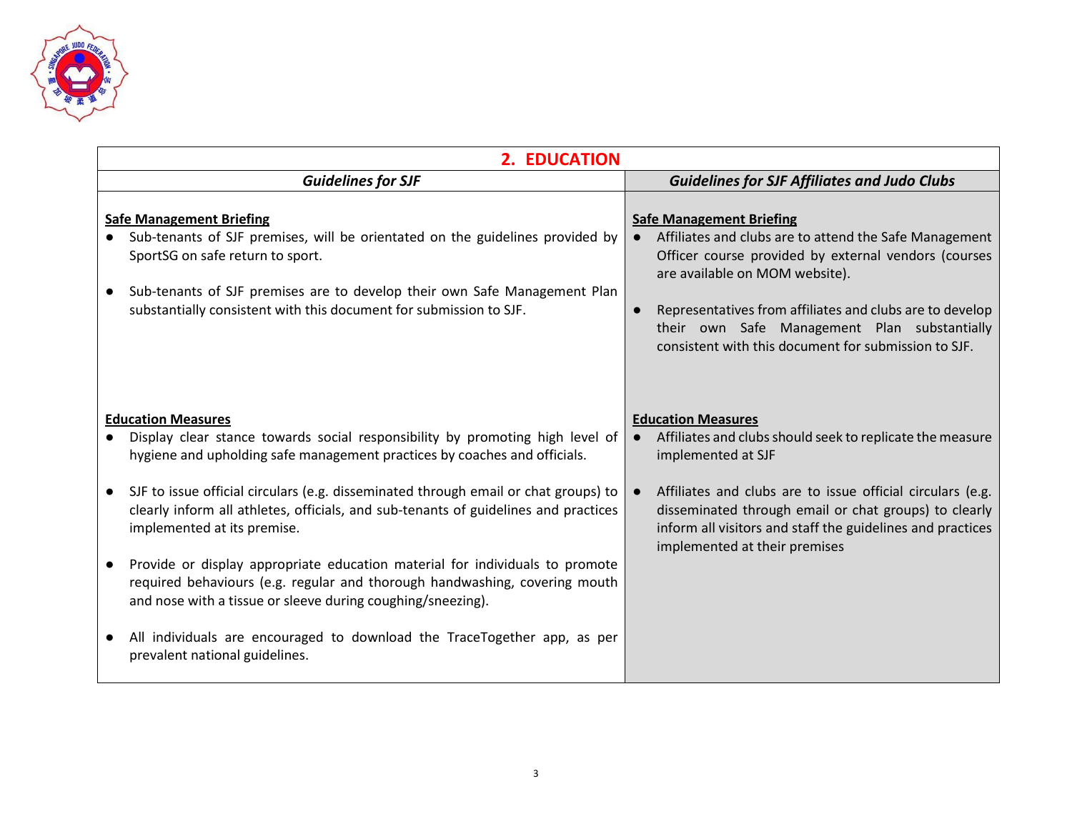## 2. EDUCATION

| Guidelines for SJF | Guidelines for SJF Affiliates and Judo Clubs |
|---|---|
| **Safe Management Briefing**<br>● Sub-tenants of SJF premises, will be orientated on the guidelines provided by SportSG on safe return to sport.<br>● Sub-tenants of SJF premises are to develop their own Safe Management Plan substantially consistent with this document for submission to SJF. | **Safe Management Briefing**<br>● Affiliates and clubs are to attend the Safe Management Officer course provided by external vendors (courses are available on MOM website).<br>● Representatives from affiliates and clubs are to develop their own Safe Management Plan substantially consistent with this document for submission to SJF. |
| **Education Measures**<br>● Display clear stance towards social responsibility by promoting high level of hygiene and upholding safe management practices by coaches and officials.<br>● SJF to issue official circulars (e.g. disseminated through email or chat groups) to clearly inform all athletes, officials, and sub-tenants of guidelines and practices implemented at its premise.<br>● Provide or display appropriate education material for individuals to promote required behaviours (e.g. regular and thorough handwashing, covering mouth and nose with a tissue or sleeve during coughing/sneezing).<br>● All individuals are encouraged to download the TraceTogether app, as per prevalent national guidelines. | **Education Measures**<br>● Affiliates and clubs should seek to replicate the measure implemented at SJF<br>● Affiliates and clubs are to issue official circulars (e.g. disseminated through email or chat groups) to clearly inform all visitors and staff the guidelines and practices implemented at their premises |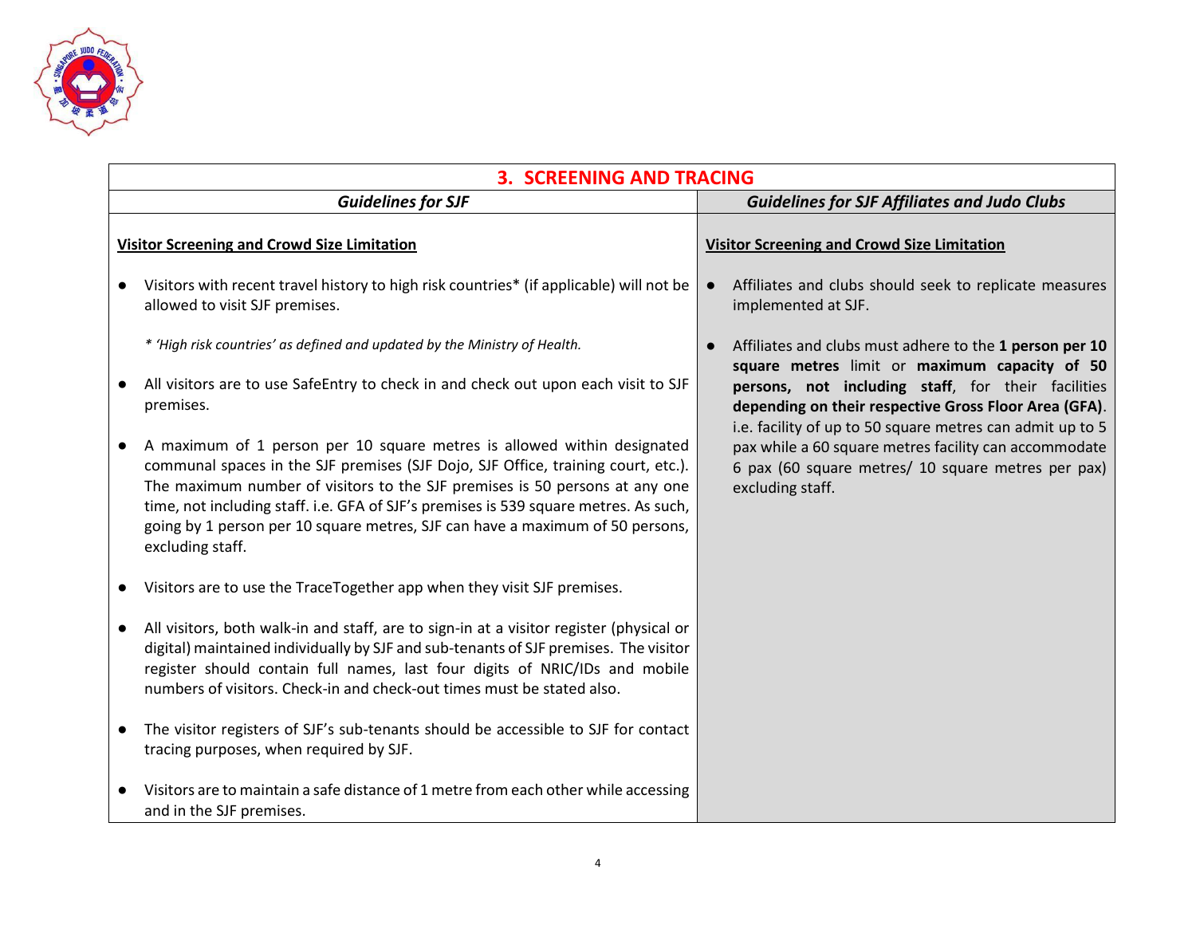| 3. SCREENING AND TRACING | |
|---|---|
| ***Guidelines for SJF*** | ***Guidelines for SJF Affiliates and Judo Clubs*** |
| **<u>Visitor Screening and Crowd Size Limitation</u>**<br><br>● Visitors with recent travel history to high risk countries* (if applicable) will not be allowed to visit SJF premises.<br><br>*\* 'High risk countries' as defined and updated by the Ministry of Health.*<br><br>● All visitors are to use SafeEntry to check in and check out upon each visit to SJF premises.<br><br>● A maximum of 1 person per 10 square metres is allowed within designated communal spaces in the SJF premises (SJF Dojo, SJF Office, training court, etc.). The maximum number of visitors to the SJF premises is 50 persons at any one time, not including staff. i.e. GFA of SJF's premises is 539 square metres. As such, going by 1 person per 10 square metres, SJF can have a maximum of 50 persons, excluding staff.<br><br>● Visitors are to use the TraceTogether app when they visit SJF premises.<br><br>● All visitors, both walk-in and staff, are to sign-in at a visitor register (physical or digital) maintained individually by SJF and sub-tenants of SJF premises. The visitor register should contain full names, last four digits of NRIC/IDs and mobile numbers of visitors. Check-in and check-out times must be stated also.<br><br>● The visitor registers of SJF's sub-tenants should be accessible to SJF for contact tracing purposes, when required by SJF.<br><br>● Visitors are to maintain a safe distance of 1 metre from each other while accessing and in the SJF premises. | **<u>Visitor Screening and Crowd Size Limitation</u>**<br><br>● Affiliates and clubs should seek to replicate measures implemented at SJF.<br><br>● Affiliates and clubs must adhere to the **1 person per 10 square metres** limit or **maximum capacity of 50 persons, not including staff**, for their facilities **depending on their respective Gross Floor Area (GFA)**. i.e. facility of up to 50 square metres can admit up to 5 pax while a 60 square metres facility can accommodate 6 pax (60 square metres/ 10 square metres per pax) excluding staff. |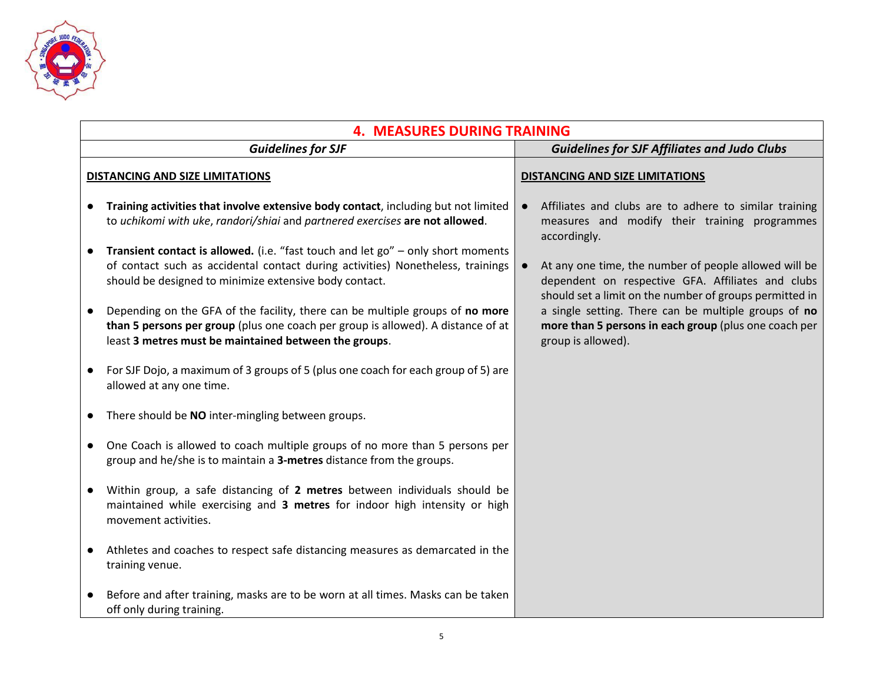| **4. MEASURES DURING TRAINING** | |
|---|---|
| ***Guidelines for SJF*** | ***Guidelines for SJF Affiliates and Judo Clubs*** |
| **DISTANCING AND SIZE LIMITATIONS**<br><br>● **Training activities that involve extensive body contact**, including but not limited to *uchikomi with uke*, *randori/shiai* and *partnered exercises* **are not allowed**.<br><br>● **Transient contact is allowed.** (i.e. "fast touch and let go" – only short moments of contact such as accidental contact during activities) Nonetheless, trainings should be designed to minimize extensive body contact.<br><br>● Depending on the GFA of the facility, there can be multiple groups of **no more than 5 persons per group** (plus one coach per group is allowed). A distance of at least **3 metres must be maintained between the groups**.<br><br>● For SJF Dojo, a maximum of 3 groups of 5 (plus one coach for each group of 5) are allowed at any one time.<br><br>● There should be **NO** inter-mingling between groups.<br><br>● One Coach is allowed to coach multiple groups of no more than 5 persons per group and he/she is to maintain a **3-metres** distance from the groups.<br><br>● Within group, a safe distancing of **2 metres** between individuals should be maintained while exercising and **3 metres** for indoor high intensity or high movement activities.<br><br>● Athletes and coaches to respect safe distancing measures as demarcated in the training venue.<br><br>● Before and after training, masks are to be worn at all times. Masks can be taken off only during training. | **DISTANCING AND SIZE LIMITATIONS**<br><br>● Affiliates and clubs are to adhere to similar training measures and modify their training programmes accordingly.<br><br>● At any one time, the number of people allowed will be dependent on respective GFA. Affiliates and clubs should set a limit on the number of groups permitted in a single setting. There can be multiple groups of **no more than 5 persons in each group** (plus one coach per group is allowed). |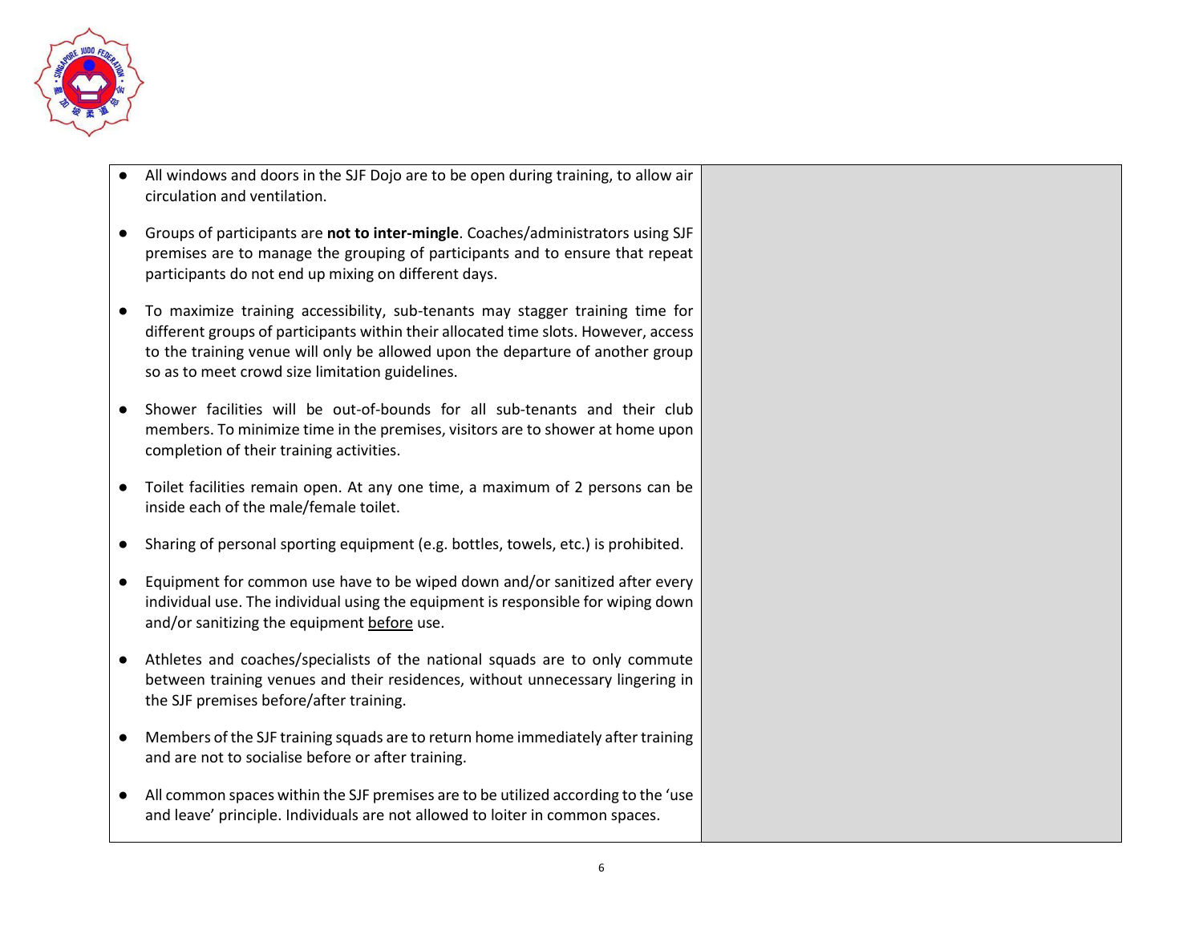| | |
|---|---|
| • All windows and doors in the SJF Dojo are to be open during training, to allow air circulation and ventilation.<br><br>• Groups of participants are **not to inter-mingle**. Coaches/administrators using SJF premises are to manage the grouping of participants and to ensure that repeat participants do not end up mixing on different days.<br><br>• To maximize training accessibility, sub-tenants may stagger training time for different groups of participants within their allocated time slots. However, access to the training venue will only be allowed upon the departure of another group so as to meet crowd size limitation guidelines.<br><br>• Shower facilities will be out-of-bounds for all sub-tenants and their club members. To minimize time in the premises, visitors are to shower at home upon completion of their training activities.<br><br>• Toilet facilities remain open. At any one time, a maximum of 2 persons can be inside each of the male/female toilet.<br><br>• Sharing of personal sporting equipment (e.g. bottles, towels, etc.) is prohibited.<br><br>• Equipment for common use have to be wiped down and/or sanitized after every individual use. The individual using the equipment is responsible for wiping down and/or sanitizing the equipment <u>before</u> use.<br><br>• Athletes and coaches/specialists of the national squads are to only commute between training venues and their residences, without unnecessary lingering in the SJF premises before/after training.<br><br>• Members of the SJF training squads are to return home immediately after training and are not to socialise before or after training.<br><br>• All common spaces within the SJF premises are to be utilized according to the 'use and leave' principle. Individuals are not allowed to loiter in common spaces. | |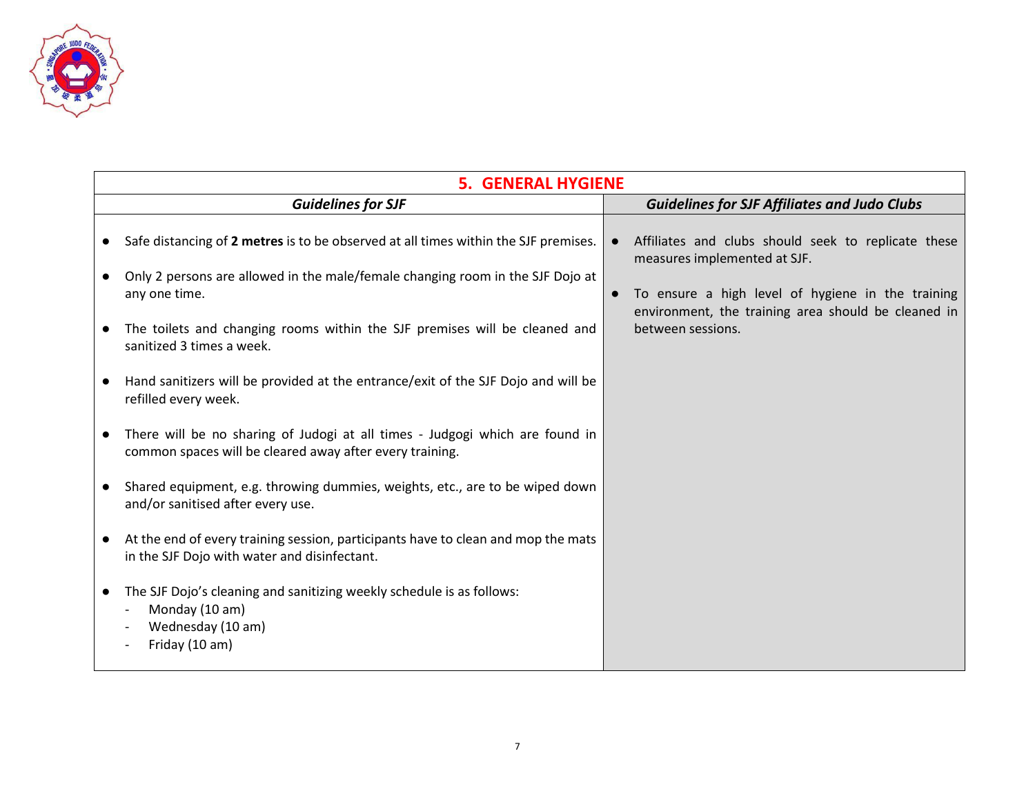## 5. GENERAL HYGIENE

| *Guidelines for SJF* | *Guidelines for SJF Affiliates and Judo Clubs* |
|---|---|
| ● Safe distancing of **2 metres** is to be observed at all times within the SJF premises.<br><br>● Only 2 persons are allowed in the male/female changing room in the SJF Dojo at any one time.<br><br>● The toilets and changing rooms within the SJF premises will be cleaned and sanitized 3 times a week.<br><br>● Hand sanitizers will be provided at the entrance/exit of the SJF Dojo and will be refilled every week.<br><br>● There will be no sharing of Judogi at all times - Judgogi which are found in common spaces will be cleared away after every training.<br><br>● Shared equipment, e.g. throwing dummies, weights, etc., are to be wiped down and/or sanitised after every use.<br><br>● At the end of every training session, participants have to clean and mop the mats in the SJF Dojo with water and disinfectant.<br><br>● The SJF Dojo's cleaning and sanitizing weekly schedule is as follows:<br>- Monday (10 am)<br>- Wednesday (10 am)<br>- Friday (10 am) | ● Affiliates and clubs should seek to replicate these measures implemented at SJF.<br><br>● To ensure a high level of hygiene in the training environment, the training area should be cleaned in between sessions. |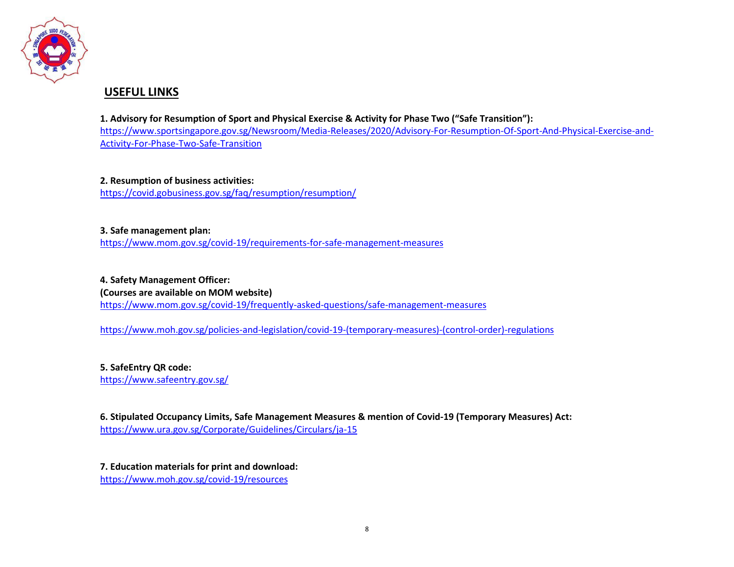## USEFUL LINKS

**1. Advisory for Resumption of Sport and Physical Exercise & Activity for Phase Two ("Safe Transition"):**
https://www.sportsingapore.gov.sg/Newsroom/Media-Releases/2020/Advisory-For-Resumption-Of-Sport-And-Physical-Exercise-and-Activity-For-Phase-Two-Safe-Transition

**2. Resumption of business activities:**
https://covid.gobusiness.gov.sg/faq/resumption/resumption/

**3. Safe management plan:**
https://www.mom.gov.sg/covid-19/requirements-for-safe-management-measures

**4. Safety Management Officer:**
**(Courses are available on MOM website)**
https://www.mom.gov.sg/covid-19/frequently-asked-questions/safe-management-measures

https://www.moh.gov.sg/policies-and-legislation/covid-19-(temporary-measures)-(control-order)-regulations

**5. SafeEntry QR code:**
https://www.safeentry.gov.sg/

**6. Stipulated Occupancy Limits, Safe Management Measures & mention of Covid-19 (Temporary Measures) Act:**
https://www.ura.gov.sg/Corporate/Guidelines/Circulars/ja-15

**7. Education materials for print and download:**
https://www.moh.gov.sg/covid-19/resources